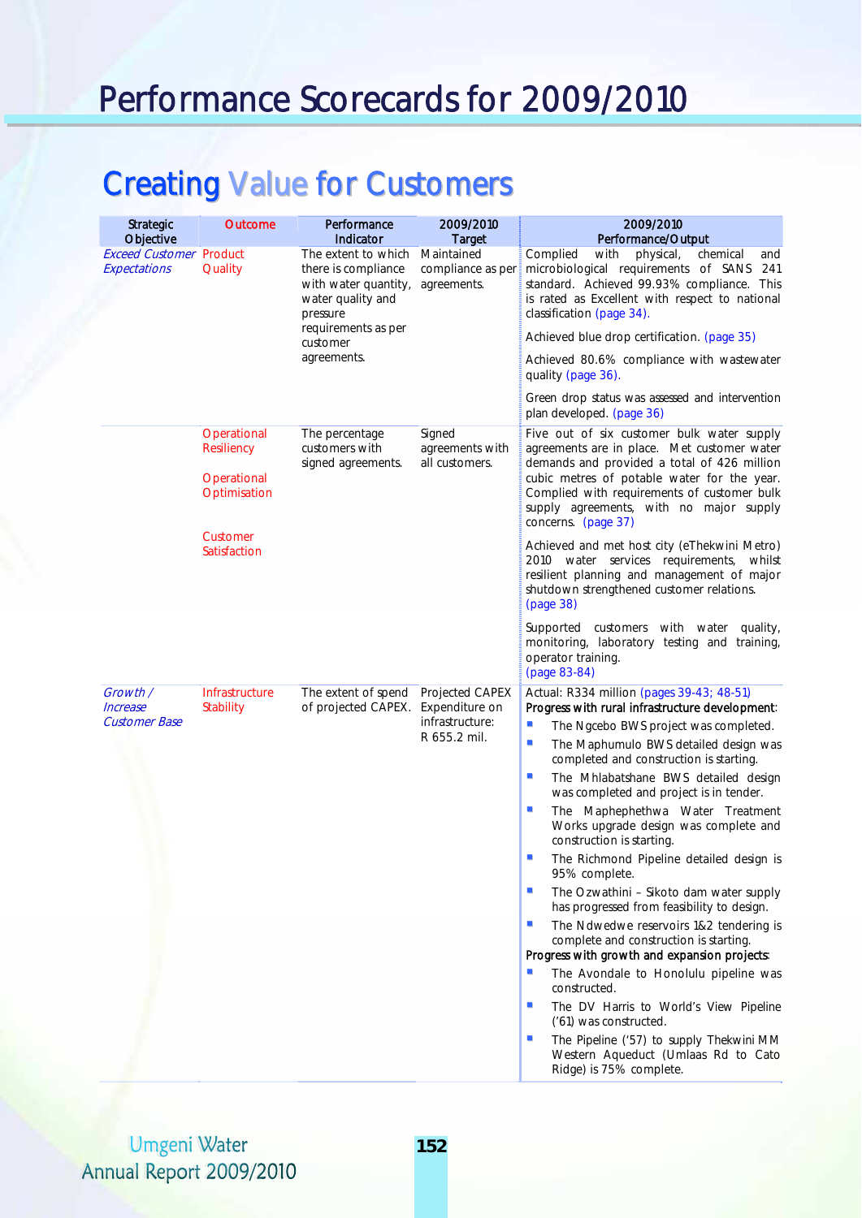# Performance Scorecards for 2009/2010

## Creating Value for Customers

| Strategic Objective | Outcome | Performance Indicator | 2009/2010 Target | 2009/2010 Performance/Output |
|---|---|---|---|---|
| *Exceed Customer Expectations* | Product Quality | The extent to which there is compliance with water quantity, water quality and pressure requirements as per customer agreements. | Maintained compliance as per agreements. | Complied with physical, chemical and microbiological requirements of SANS 241 standard. Achieved 99.93% compliance. This is rated as Excellent with respect to national classification (page 34).<br><br>Achieved blue drop certification. (page 35)<br><br>Achieved 80.6% compliance with wastewater quality (page 36).<br><br>Green drop status was assessed and intervention plan developed. (page 36) |
| | Operational Resiliency<br><br>Operational Optimisation<br><br>Customer Satisfaction | The percentage customers with signed agreements. | Signed agreements with all customers. | Five out of six customer bulk water supply agreements are in place. Met customer water demands and provided a total of 426 million cubic metres of potable water for the year. Complied with requirements of customer bulk supply agreements, with no major supply concerns. (page 37)<br><br>Achieved and met host city (eThekwini Metro) 2010 water services requirements, whilst resilient planning and management of major shutdown strengthened customer relations. (page 38)<br><br>Supported customers with water quality, monitoring, laboratory testing and training, operator training. (page 83-84) |
| *Growth / Increase Customer Base* | Infrastructure Stability | The extent of spend of projected CAPEX. | Projected CAPEX Expenditure on infrastructure: R 655.2 mil. | Actual: R334 million (pages 39-43; 48-51)<br>**Progress with rural infrastructure development**:<br>▪ The Ngcebo BWS project was completed.<br>▪ The Maphumulo BWS detailed design was completed and construction is starting.<br>▪ The Mhlabatshane BWS detailed design was completed and project is in tender.<br>▪ The Maphephethwa Water Treatment Works upgrade design was complete and construction is starting.<br>▪ The Richmond Pipeline detailed design is 95% complete.<br>▪ The Ozwathini – Sikoto dam water supply has progressed from feasibility to design.<br>▪ The Ndwedwe reservoirs 1&2 tendering is complete and construction is starting.<br>**Progress with growth and expansion projects**:<br>▪ The Avondale to Honolulu pipeline was constructed.<br>▪ The DV Harris to World's View Pipeline ('61) was constructed.<br>▪ The Pipeline ('57) to supply Thekwini MM Western Aqueduct (Umlaas Rd to Cato Ridge) is 75% complete. |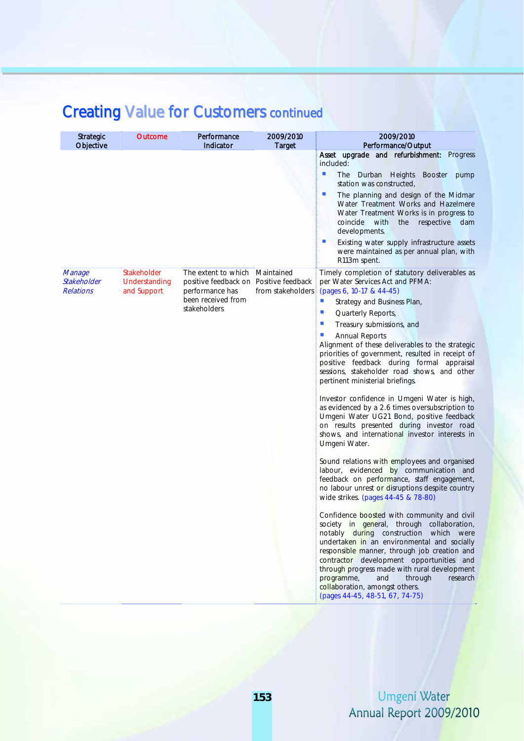## Creating Value for Customers continued

| Strategic Objective | Outcome | Performance Indicator | 2009/2010 Target | 2009/2010 Performance/Output |
|---|---|---|---|---|
| | | | | **Asset upgrade and refurbishment:** Progress included: <br>▪ The Durban Heights Booster pump station was constructed, <br>▪ The planning and design of the Midmar Water Treatment Works and Hazelmere Water Treatment Works is in progress to coincide with the respective dam developments. <br>▪ Existing water supply infrastructure assets were maintained as per annual plan, with R113m spent. |
| *Manage Stakeholder Relations* | Stakeholder Understanding and Support | The extent to which positive feedback on performance has been received from stakeholders | Maintained Positive feedback from stakeholders | Timely completion of statutory deliverables as per Water Services Act and PFMA: (pages 6, 10-17 & 44-45) <br>▪ Strategy and Business Plan, <br>▪ Quarterly Reports, <br>▪ Treasury submissions, and <br>▪ Annual Reports <br>Alignment of these deliverables to the strategic priorities of government, resulted in receipt of positive feedback during formal appraisal sessions, stakeholder road shows, and other pertinent ministerial briefings. <br><br>Investor confidence in Umgeni Water is high, as evidenced by a 2.6 times oversubscription to Umgeni Water UG21 Bond, positive feedback on results presented during investor road shows, and international investor interests in Umgeni Water. <br><br>Sound relations with employees and organised labour, evidenced by communication and feedback on performance, staff engagement, no labour unrest or disruptions despite country wide strikes. (pages 44-45 & 78-80) <br><br>Confidence boosted with community and civil society in general, through collaboration, notably during construction which were undertaken in an environmental and socially responsible manner, through job creation and contractor development opportunities and through progress made with rural development programme, and through research collaboration, amongst others. (pages 44-45, 48-51, 67, 74-75) |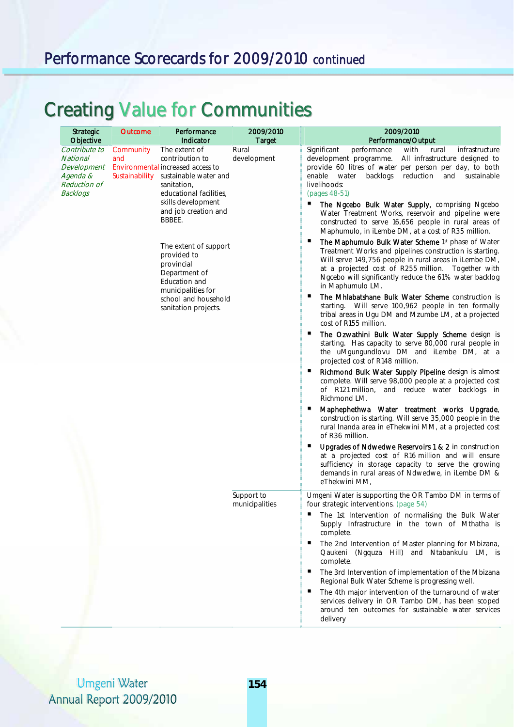## Performance Scorecards for 2009/2010 continued

# Creating Value for Communities

| Strategic Objective | Outcome | Performance Indicator | 2009/2010 Target | 2009/2010 Performance/Output |
|---|---|---|---|---|
| *Contribute to National Development Agenda & Reduction of Backlogs* | Community and Environmental Sustainability | The extent of contribution to increased access to sustainable water and sanitation, educational facilities, skills development and job creation and BBBEE.<br><br>The extent of support provided to provincial Department of Education and municipalities for school and household sanitation projects. | Rural development | Significant performance with rural infrastructure development programme. All infrastructure designed to provide 60 litres of water per person per day, to both enable water backlogs reduction and sustainable livelihoods: (pages 48-51)<br>▪ **The Ngcebo Bulk Water Supply,** comprising Ngcebo Water Treatment Works, reservoir and pipeline were constructed to serve 16,656 people in rural areas of Maphumulo, in iLembe DM, at a cost of R35 million.<br>▪ **The Maphumulo Bulk Water Scheme** 1st phase of Water Treatment Works and pipelines construction is starting. Will serve 149,756 people in rural areas in iLembe DM, at a projected cost of R255 million. Together with Ngcebo will significantly reduce the 61% water backlog in Maphumulo LM.<br>▪ **The Mhlabatshane Bulk Water Scheme** construction is starting. Will serve 100,962 people in ten formally tribal areas in Ugu DM and Mzumbe LM, at a projected cost of R155 million.<br>▪ **The Ozwathini Bulk Water Supply Scheme** design is starting. Has capacity to serve 80,000 rural people in the uMgungundlovu DM and iLembe DM, at a projected cost of R148 million.<br>▪ **Richmond Bulk Water Supply Pipeline** design is almost complete. Will serve 98,000 people at a projected cost of R121 million, and reduce water backlogs in Richmond LM.<br>▪ **Maphephethwa Water treatment works Upgrade**, construction is starting. Will serve 35,000 people in the rural Inanda area in eThekwini MM, at a projected cost of R36 million.<br>▪ **Upgrades of Ndwedwe Reservoirs 1 & 2** in construction at a projected cost of R16 million and will ensure sufficiency in storage capacity to serve the growing demands in rural areas of Ndwedwe, in iLembe DM & eThekwini MM, |
| | | | Support to municipalities | Umgeni Water is supporting the OR Tambo DM in terms of four strategic interventions. (page 54)<br>▪ The 1st Intervention of normalising the Bulk Water Supply Infrastructure in the town of Mthatha is complete.<br>▪ The 2nd Intervention of Master planning for Mbizana, Qaukeni (Ngquza Hill) and Ntabankulu LM, is complete.<br>▪ The 3rd Intervention of implementation of the Mbizana Regional Bulk Water Scheme is progressing well.<br>▪ The 4th major intervention of the turnaround of water services delivery in OR Tambo DM, has been scoped around ten outcomes for sustainable water services delivery |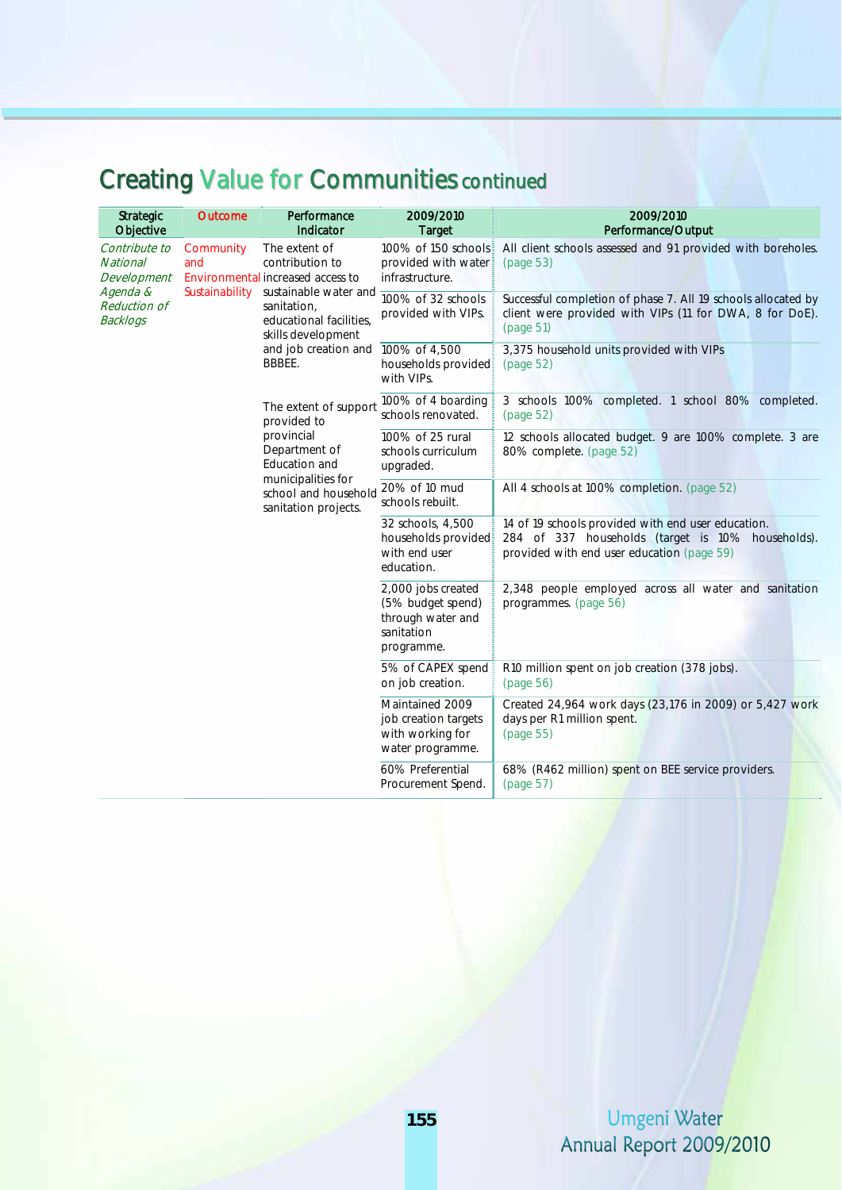# Creating Value for Communities continued

| Strategic Objective | Outcome | Performance Indicator | 2009/2010 Target | 2009/2010 Performance/Output |
|---|---|---|---|---|
| *Contribute to National Development Agenda & Reduction of Backlogs* | Community and Environmental Sustainability | The extent of contribution to increased access to sustainable water and sanitation, educational facilities, skills development and job creation and BBBEE. | 100% of 150 schools provided with water infrastructure. | All client schools assessed and 91 provided with boreholes. (page 53) |
| | | | 100% of 32 schools provided with VIPs. | Successful completion of phase 7. All 19 schools allocated by client were provided with VIPs (11 for DWA, 8 for DoE). (page 51) |
| | | | 100% of 4,500 households provided with VIPs. | 3,375 household units provided with VIPs (page 52) |
| | | The extent of support provided to provincial Department of Education and municipalities for school and household sanitation projects. | 100% of 4 boarding schools renovated. | 3 schools 100% completed. 1 school 80% completed. (page 52) |
| | | | 100% of 25 rural schools curriculum upgraded. | 12 schools allocated budget. 9 are 100% complete. 3 are 80% complete. (page 52) |
| | | | 20% of 10 mud schools rebuilt. | All 4 schools at 100% completion. (page 52) |
| | | | 32 schools, 4,500 households provided with end user education. | 14 of 19 schools provided with end user education. 284 of 337 households (target is 10% households). provided with end user education (page 59) |
| | | | 2,000 jobs created (5% budget spend) through water and sanitation programme. | 2,348 people employed across all water and sanitation programmes. (page 56) |
| | | | 5% of CAPEX spend on job creation. | R10 million spent on job creation (378 jobs). (page 56) |
| | | | Maintained 2009 job creation targets with working for water programme. | Created 24,964 work days (23,176 in 2009) or 5,427 work days per R1 million spent. (page 55) |
| | | | 60% Preferential Procurement Spend. | 68% (R462 million) spent on BEE service providers. (page 57) |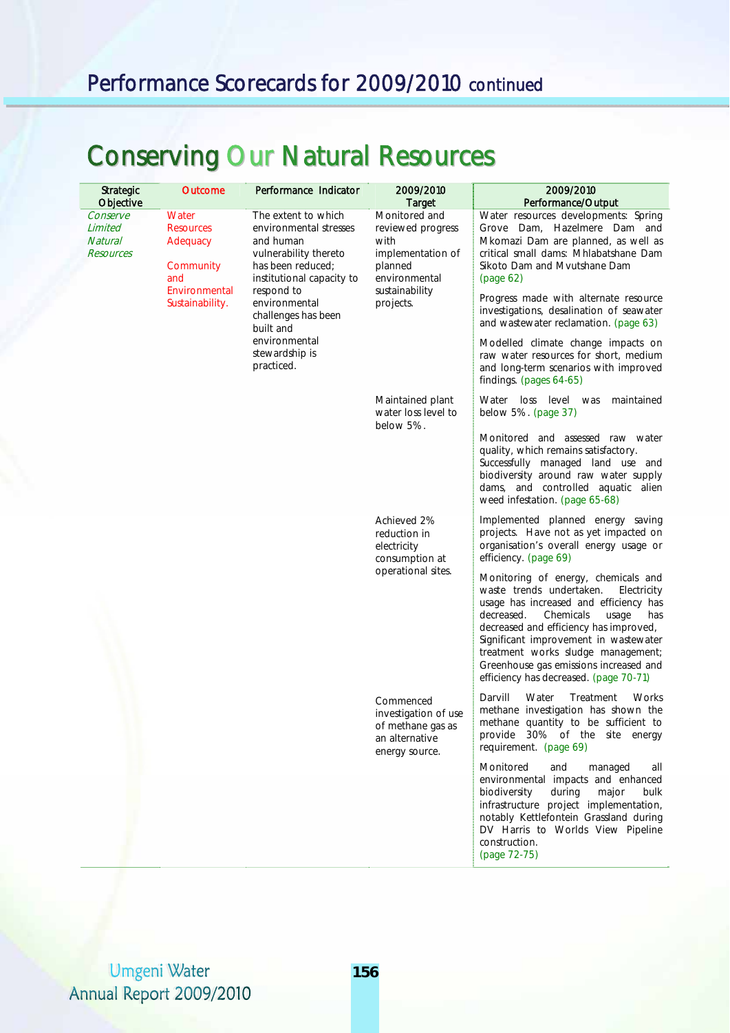## Performance Scorecards for 2009/2010 continued

# Conserving Our Natural Resources

| Strategic Objective | Outcome | Performance Indicator | 2009/2010 Target | 2009/2010 Performance/Output |
|---|---|---|---|---|
| *Conserve Limited Natural Resources* | Water Resources Adequacy<br><br>Community and Environmental Sustainability. | The extent to which environmental stresses and human vulnerability thereto has been reduced; institutional capacity to respond to environmental challenges has been built and environmental stewardship is practiced. | Monitored and reviewed progress with implementation of planned environmental sustainability projects. | Water resources developments: Spring Grove Dam, Hazelmere Dam and Mkomazi Dam are planned, as well as critical small dams: Mhlabatshane Dam Sikoto Dam and Mvutshane Dam (page 62)<br><br>Progress made with alternate resource investigations, desalination of seawater and wastewater reclamation. (page 63)<br><br>Modelled climate change impacts on raw water resources for short, medium and long-term scenarios with improved findings. (pages 64-65) |
| | | | Maintained plant water loss level to below 5%. | Water loss level was maintained below 5%. (page 37)<br><br>Monitored and assessed raw water quality, which remains satisfactory. Successfully managed land use and biodiversity around raw water supply dams, and controlled aquatic alien weed infestation. (page 65-68) |
| | | | Achieved 2% reduction in electricity consumption at operational sites. | Implemented planned energy saving projects. Have not as yet impacted on organisation's overall energy usage or efficiency. (page 69)<br><br>Monitoring of energy, chemicals and waste trends undertaken. Electricity usage has increased and efficiency has decreased. Chemicals usage has decreased and efficiency has improved, Significant improvement in wastewater treatment works sludge management; Greenhouse gas emissions increased and efficiency has decreased. (page 70-71) |
| | | | Commenced investigation of use of methane gas as an alternative energy source. | Darvill Water Treatment Works methane investigation has shown the methane quantity to be sufficient to provide 30% of the site energy requirement. (page 69)<br><br>Monitored and managed all environmental impacts and enhanced biodiversity during major bulk infrastructure project implementation, notably Kettlefontein Grassland during DV Harris to Worlds View Pipeline construction. (page 72-75) |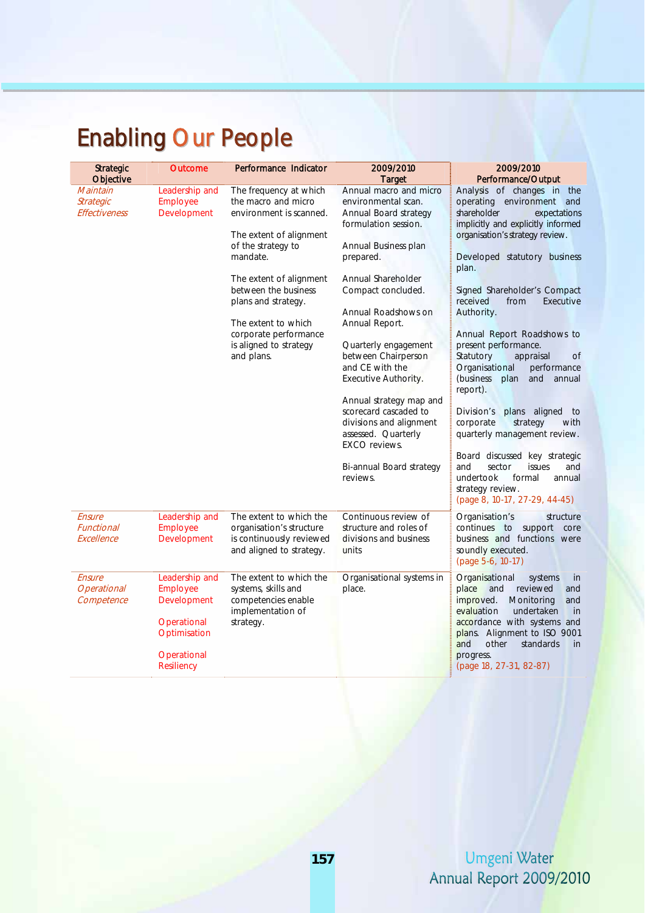# Enabling Our People

| Strategic Objective | Outcome | Performance Indicator | 2009/2010 Target | 2009/2010 Performance/Output |
|---|---|---|---|---|
| *Maintain Strategic Effectiveness* | Leadership and Employee Development | The frequency at which the macro and micro environment is scanned.<br><br>The extent of alignment of the strategy to mandate.<br><br>The extent of alignment between the business plans and strategy.<br><br>The extent to which corporate performance is aligned to strategy and plans. | Annual macro and micro environmental scan. Annual Board strategy formulation session.<br><br>Annual Business plan prepared.<br><br>Annual Shareholder Compact concluded.<br><br>Annual Roadshows on Annual Report.<br><br>Quarterly engagement between Chairperson and CE with the Executive Authority.<br><br>Annual strategy map and scorecard cascaded to divisions and alignment assessed. Quarterly EXCO reviews.<br><br>Bi-annual Board strategy reviews. | Analysis of changes in the operating environment and shareholder expectations implicitly and explicitly informed organisation's strategy review.<br><br>Developed statutory business plan.<br><br>Signed Shareholder's Compact received from Executive Authority.<br><br>Annual Report Roadshows to present performance. Statutory appraisal of Organisational performance (business plan and annual report).<br><br>Division's plans aligned to corporate strategy with quarterly management review.<br><br>Board discussed key strategic and sector issues and undertook formal annual strategy review.<br>(page 8, 10-17, 27-29, 44-45) |
| *Ensure Functional Excellence* | Leadership and Employee Development | The extent to which the organisation's structure is continuously reviewed and aligned to strategy. | Continuous review of structure and roles of divisions and business units | Organisation's structure continues to support core business and functions were soundly executed.<br>(page 5-6, 10-17) |
| *Ensure Operational Competence* | Leadership and Employee Development<br><br>Operational Optimisation<br><br>Operational Resiliency | The extent to which the systems, skills and competencies enable implementation of strategy. | Organisational systems in place. | Organisational systems in place and reviewed and improved. Monitoring and evaluation undertaken in accordance with systems and plans. Alignment to ISO 9001 and other standards in progress.<br>(page 18, 27-31, 82-87) |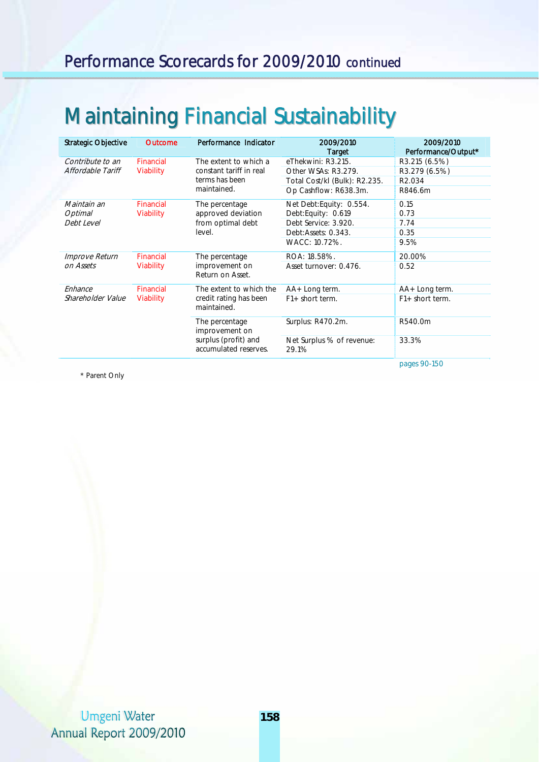# Maintaining Financial Sustainability

| Strategic Objective | Outcome | Performance Indicator | 2009/2010 Target | 2009/2010 Performance/Output* |
|---|---|---|---|---|
| *Contribute to an Affordable Tariff* | Financial Viability | The extent to which a constant tariff in real terms has been maintained. | eThekwini: R3.215. | R3.215 (6.5%) |
| | | | Other WSAs: R3.279. | R3.279 (6.5%) |
| | | | Total Cost/kl (Bulk): R2.235. | R2.034 |
| | | | Op Cashflow: R638.3m. | R846.6m |
| *Maintain an Optimal Debt Level* | Financial Viability | The percentage approved deviation from optimal debt level. | Net Debt:Equity: 0.554. | 0.15 |
| | | | Debt:Equity: 0.619 | 0.73 |
| | | | Debt Service: 3.920. | 7.74 |
| | | | Debt:Assets: 0.343. | 0.35 |
| | | | WACC: 10.72%. | 9.5% |
| *Improve Return on Assets* | Financial Viability | The percentage improvement on Return on Asset. | ROA: 18.58%. | 20.00% |
| | | | Asset turnover: 0.476. | 0.52 |
| *Enhance Shareholder Value* | Financial Viability | The extent to which the credit rating has been maintained. | AA+ Long term. | AA+ Long term. |
| | | | F1+ short term. | F1+ short term. |
| | | The percentage improvement on surplus (profit) and accumulated reserves. | Surplus: R470.2m. | R540.0m |
| | | | Net Surplus % of revenue: 29.1% | 33.3% |

pages 90-150

\* Parent Only